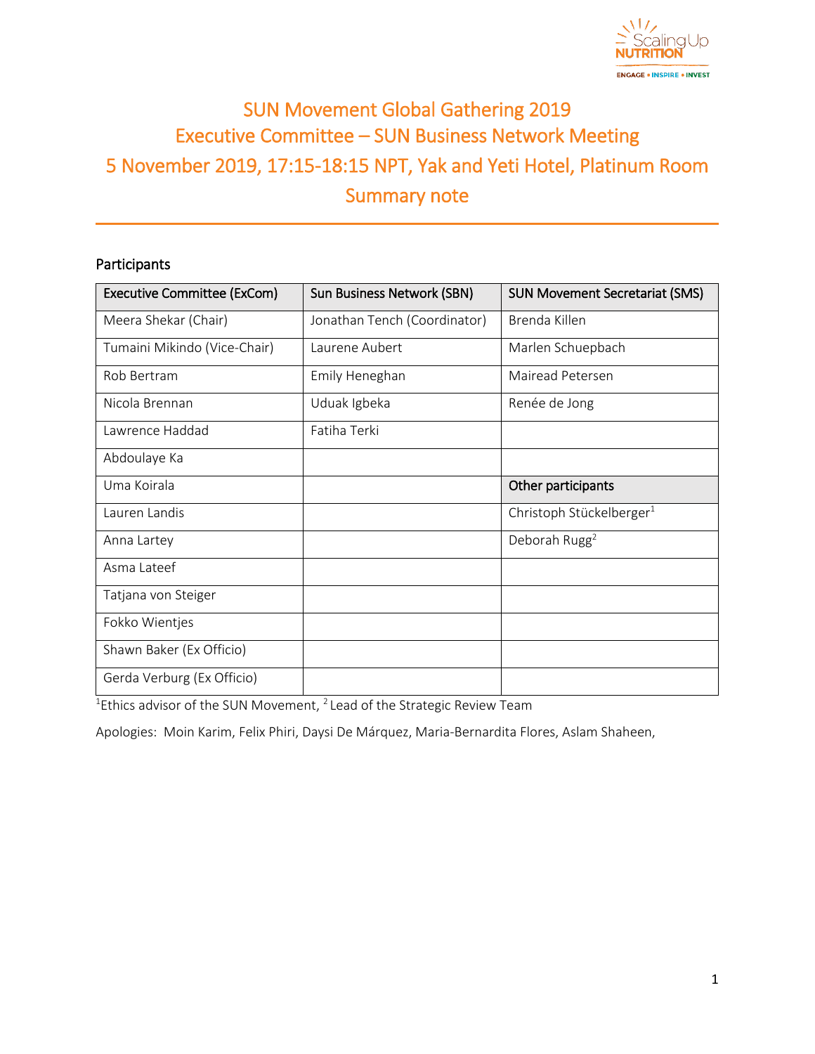# SUN Movement Global Gathering 2019
# Executive Committee – SUN Business Network Meeting
# 5 November 2019, 17:15-18:15 NPT, Yak and Yeti Hotel, Platinum Room
# Summary note

## Participants

| Executive Committee (ExCom) | Sun Business Network (SBN) | SUN Movement Secretariat (SMS) |
|---|---|---|
| Meera Shekar (Chair) | Jonathan Tench (Coordinator) | Brenda Killen |
| Tumaini Mikindo (Vice-Chair) | Laurene Aubert | Marlen Schuepbach |
| Rob Bertram | Emily Heneghan | Mairead Petersen |
| Nicola Brennan | Uduak Igbeka | Renée de Jong |
| Lawrence Haddad | Fatiha Terki | |
| Abdoulaye Ka | | |
| Uma Koirala | | **Other participants** |
| Lauren Landis | | Christoph Stückelberger[1] |
| Anna Lartey | | Deborah Rugg[2] |
| Asma Lateef | | |
| Tatjana von Steiger | | |
| Fokko Wientjes | | |
| Shawn Baker (Ex Officio) | | |
| Gerda Verburg (Ex Officio) | | |

[1]Ethics advisor of the SUN Movement, [2] Lead of the Strategic Review Team

Apologies: Moin Karim, Felix Phiri, Daysi De Márquez, Maria-Bernardita Flores, Aslam Shaheen,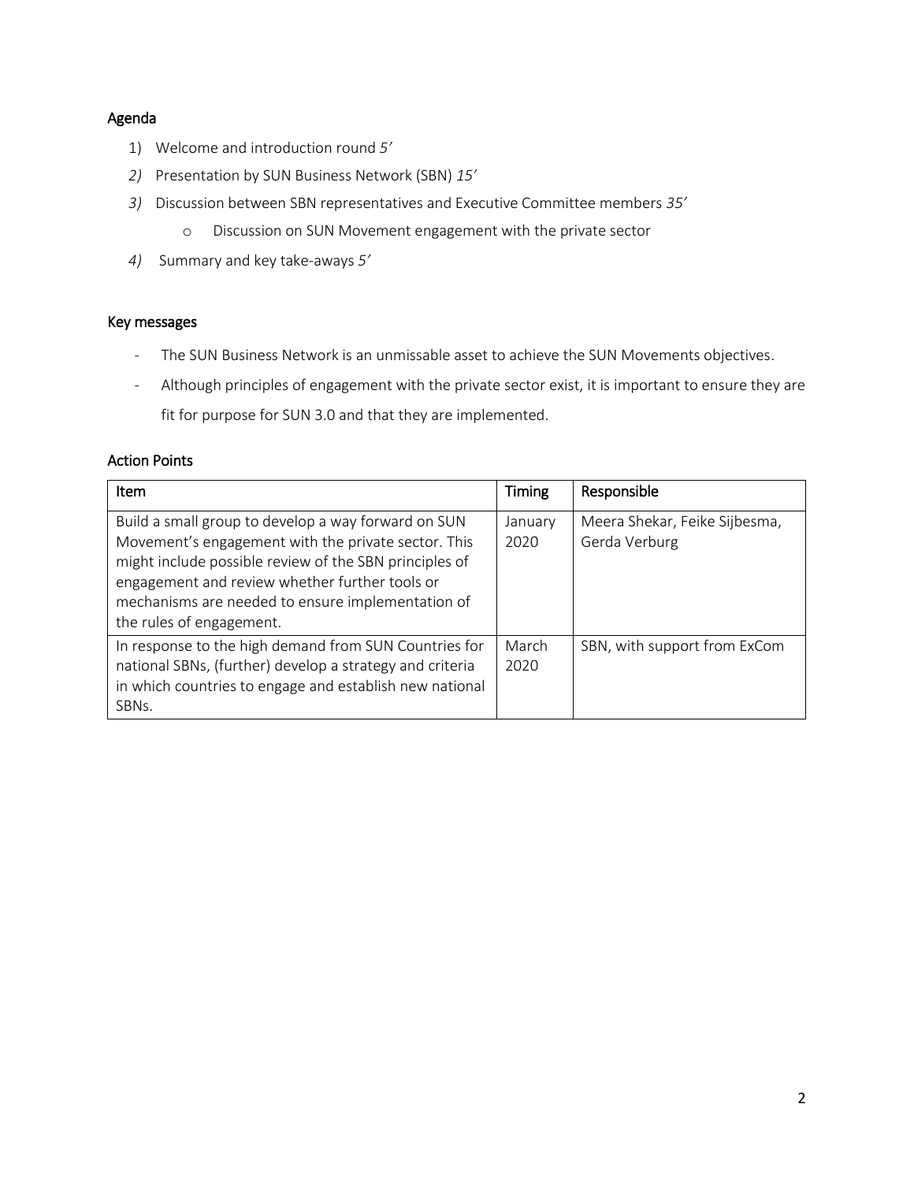## Agenda

1) Welcome and introduction round *5'*
2) Presentation by SUN Business Network (SBN) *15'*
3) Discussion between SBN representatives and Executive Committee members *35'*
   - Discussion on SUN Movement engagement with the private sector
4) Summary and key take-aways *5'*

## Key messages

- The SUN Business Network is an unmissable asset to achieve the SUN Movements objectives.
- Although principles of engagement with the private sector exist, it is important to ensure they are fit for purpose for SUN 3.0 and that they are implemented.

## Action Points

| Item | Timing | Responsible |
|---|---|---|
| Build a small group to develop a way forward on SUN Movement's engagement with the private sector. This might include possible review of the SBN principles of engagement and review whether further tools or mechanisms are needed to ensure implementation of the rules of engagement. | January 2020 | Meera Shekar, Feike Sijbesma, Gerda Verburg |
| In response to the high demand from SUN Countries for national SBNs, (further) develop a strategy and criteria in which countries to engage and establish new national SBNs. | March 2020 | SBN, with support from ExCom |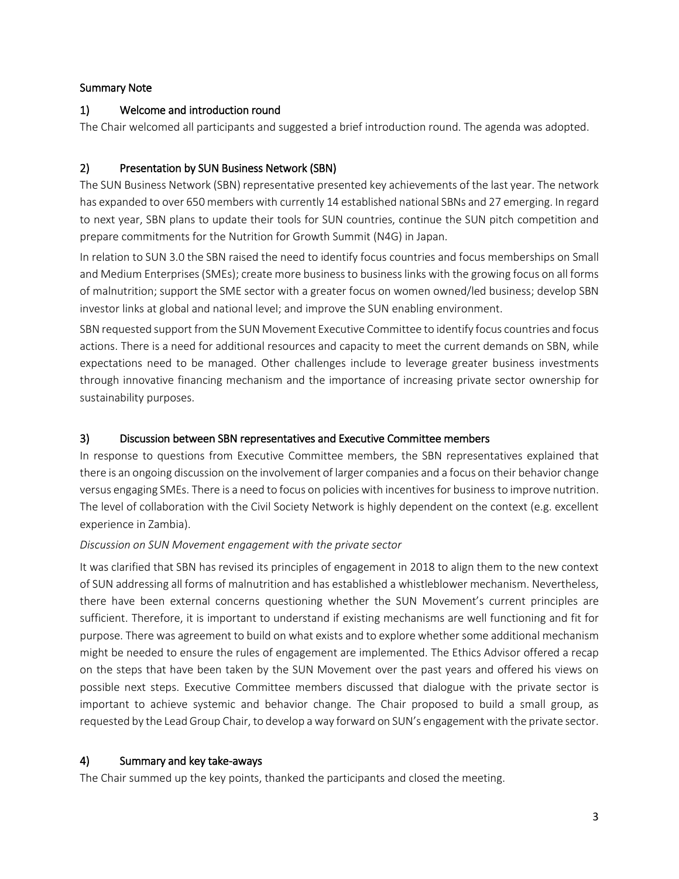Summary Note

## 1) Welcome and introduction round

The Chair welcomed all participants and suggested a brief introduction round. The agenda was adopted.

## 2) Presentation by SUN Business Network (SBN)

The SUN Business Network (SBN) representative presented key achievements of the last year. The network has expanded to over 650 members with currently 14 established national SBNs and 27 emerging. In regard to next year, SBN plans to update their tools for SUN countries, continue the SUN pitch competition and prepare commitments for the Nutrition for Growth Summit (N4G) in Japan.

In relation to SUN 3.0 the SBN raised the need to identify focus countries and focus memberships on Small and Medium Enterprises (SMEs); create more business to business links with the growing focus on all forms of malnutrition; support the SME sector with a greater focus on women owned/led business; develop SBN investor links at global and national level; and improve the SUN enabling environment.

SBN requested support from the SUN Movement Executive Committee to identify focus countries and focus actions. There is a need for additional resources and capacity to meet the current demands on SBN, while expectations need to be managed. Other challenges include to leverage greater business investments through innovative financing mechanism and the importance of increasing private sector ownership for sustainability purposes.

## 3) Discussion between SBN representatives and Executive Committee members

In response to questions from Executive Committee members, the SBN representatives explained that there is an ongoing discussion on the involvement of larger companies and a focus on their behavior change versus engaging SMEs. There is a need to focus on policies with incentives for business to improve nutrition. The level of collaboration with the Civil Society Network is highly dependent on the context (e.g. excellent experience in Zambia).

*Discussion on SUN Movement engagement with the private sector*

It was clarified that SBN has revised its principles of engagement in 2018 to align them to the new context of SUN addressing all forms of malnutrition and has established a whistleblower mechanism. Nevertheless, there have been external concerns questioning whether the SUN Movement's current principles are sufficient. Therefore, it is important to understand if existing mechanisms are well functioning and fit for purpose. There was agreement to build on what exists and to explore whether some additional mechanism might be needed to ensure the rules of engagement are implemented. The Ethics Advisor offered a recap on the steps that have been taken by the SUN Movement over the past years and offered his views on possible next steps. Executive Committee members discussed that dialogue with the private sector is important to achieve systemic and behavior change. The Chair proposed to build a small group, as requested by the Lead Group Chair, to develop a way forward on SUN's engagement with the private sector.

## 4) Summary and key take-aways

The Chair summed up the key points, thanked the participants and closed the meeting.